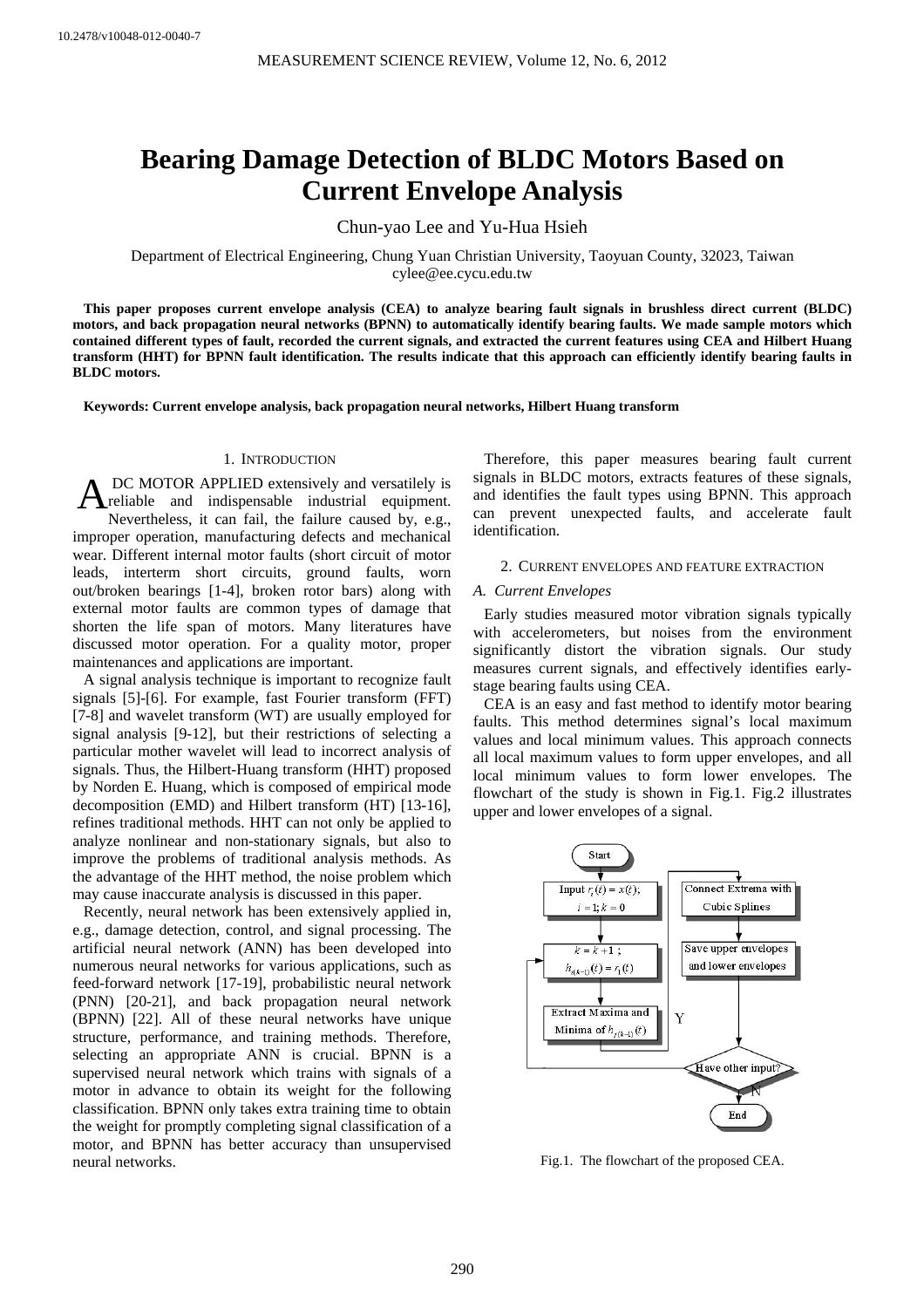10.2478/v10048-012-0040-7

# Bearing Damage Detection of BLDC Motors Based on Current Envelope Analysis

Chun-yao Lee and Yu-Hua Hsieh

Department of Electrical Engineering, Chung Yuan Christian University, Taoyuan County, 32023, Taiwan
cylee@ee.cycu.edu.tw

**This paper proposes current envelope analysis (CEA) to analyze bearing fault signals in brushless direct current (BLDC) motors, and back propagation neural networks (BPNN) to automatically identify bearing faults. We made sample motors which contained different types of fault, recorded the current signals, and extracted the current features using CEA and Hilbert Huang transform (HHT) for BPNN fault identification. The results indicate that this approach can efficiently identify bearing faults in BLDC motors.**

**Keywords: Current envelope analysis, back propagation neural networks, Hilbert Huang transform**

## 1. Introduction

A DC MOTOR APPLIED extensively and versatilely is reliable and indispensable industrial equipment. Nevertheless, it can fail, the failure caused by, e.g., improper operation, manufacturing defects and mechanical wear. Different internal motor faults (short circuit of motor leads, interterm short circuits, ground faults, worn out/broken bearings [1-4], broken rotor bars) along with external motor faults are common types of damage that shorten the life span of motors. Many literatures have discussed motor operation. For a quality motor, proper maintenances and applications are important.

A signal analysis technique is important to recognize fault signals [5]-[6]. For example, fast Fourier transform (FFT) [7-8] and wavelet transform (WT) are usually employed for signal analysis [9-12], but their restrictions of selecting a particular mother wavelet will lead to incorrect analysis of signals. Thus, the Hilbert-Huang transform (HHT) proposed by Norden E. Huang, which is composed of empirical mode decomposition (EMD) and Hilbert transform (HT) [13-16], refines traditional methods. HHT can not only be applied to analyze nonlinear and non-stationary signals, but also to improve the problems of traditional analysis methods. As the advantage of the HHT method, the noise problem which may cause inaccurate analysis is discussed in this paper.

Recently, neural network has been extensively applied in, e.g., damage detection, control, and signal processing. The artificial neural network (ANN) has been developed into numerous neural networks for various applications, such as feed-forward network [17-19], probabilistic neural network (PNN) [20-21], and back propagation neural network (BPNN) [22]. All of these neural networks have unique structure, performance, and training methods. Therefore, selecting an appropriate ANN is crucial. BPNN is a supervised neural network which trains with signals of a motor in advance to obtain its weight for the following classification. BPNN only takes extra training time to obtain the weight for promptly completing signal classification of a motor, and BPNN has better accuracy than unsupervised neural networks.

Therefore, this paper measures bearing fault current signals in BLDC motors, extracts features of these signals, and identifies the fault types using BPNN. This approach can prevent unexpected faults, and accelerate fault identification.

## 2. Current envelopes and feature extraction

### A. Current Envelopes

Early studies measured motor vibration signals typically with accelerometers, but noises from the environment significantly distort the vibration signals. Our study measures current signals, and effectively identifies early-stage bearing faults using CEA.

CEA is an easy and fast method to identify motor bearing faults. This method determines signal's local maximum values and local minimum values. This approach connects all local maximum values to form upper envelopes, and all local minimum values to form lower envelopes. The flowchart of the study is shown in Fig.1. Fig.2 illustrates upper and lower envelopes of a signal.

Start → Input $r_i(t) = x(t)$; $i = 1; k = 0$ → $k = k + 1$; $h_{i(k-1)}(t) = r_i(t)$ → Extract Maxima and Minima of $h_{j(k-1)}(t)$ → Connect Extrema with Cubic Splines → Save upper envelopes and lower envelopes → Have other input? (Y: return; N: End)

Fig.1. The flowchart of the proposed CEA.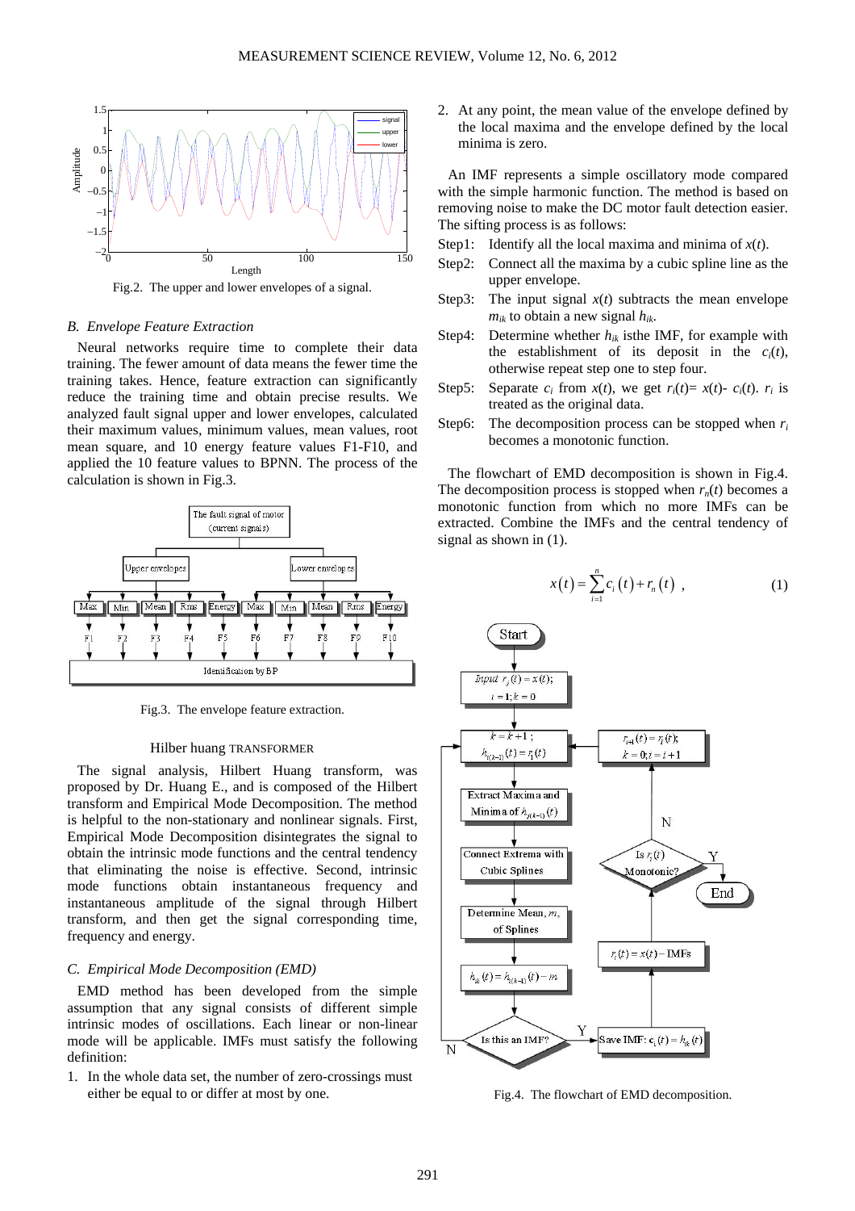Fig.2. The upper and lower envelopes of a signal.

### *B. Envelope Feature Extraction*

Neural networks require time to complete their data training. The fewer amount of data means the fewer time the training takes. Hence, feature extraction can significantly reduce the training time and obtain precise results. We analyzed fault signal upper and lower envelopes, calculated their maximum values, minimum values, mean values, root mean square, and 10 energy feature values F1-F10, and applied the 10 feature values to BPNN. The process of the calculation is shown in Fig.3.

Fig.3. The envelope feature extraction.

### Hilber huang TRANSFORMER

The signal analysis, Hilbert Huang transform, was proposed by Dr. Huang E., and is composed of the Hilbert transform and Empirical Mode Decomposition. The method is helpful to the non-stationary and nonlinear signals. First, Empirical Mode Decomposition disintegrates the signal to obtain the intrinsic mode functions and the central tendency that eliminating the noise is effective. Second, intrinsic mode functions obtain instantaneous frequency and instantaneous amplitude of the signal through Hilbert transform, and then get the signal corresponding time, frequency and energy.

### *C. Empirical Mode Decomposition (EMD)*

EMD method has been developed from the simple assumption that any signal consists of different simple intrinsic modes of oscillations. Each linear or non-linear mode will be applicable. IMFs must satisfy the following definition:

1. In the whole data set, the number of zero-crossings must either be equal to or differ at most by one.
2. At any point, the mean value of the envelope defined by the local maxima and the envelope defined by the local minima is zero.

An IMF represents a simple oscillatory mode compared with the simple harmonic function. The method is based on removing noise to make the DC motor fault detection easier. The sifting process is as follows:

- Step1: Identify all the local maxima and minima of $x(t)$.
- Step2: Connect all the maxima by a cubic spline line as the upper envelope.
- Step3: The input signal $x(t)$ subtracts the mean envelope $m_{ik}$ to obtain a new signal $h_{ik}$.
- Step4: Determine whether $h_{ik}$ isthe IMF, for example with the establishment of its deposit in the $c_i(t)$, otherwise repeat step one to step four.
- Step5: Separate $c_i$ from $x(t)$, we get $r_i(t)= x(t)- c_i(t)$. $r_i$ is treated as the original data.
- Step6: The decomposition process can be stopped when $r_i$ becomes a monotonic function.

The flowchart of EMD decomposition is shown in Fig.4. The decomposition process is stopped when $r_n(t)$ becomes a monotonic function from which no more IMFs can be extracted. Combine the IMFs and the central tendency of signal as shown in (1).

$$x(t) = \sum_{i=1}^{n} c_i(t) + r_n(t) \ , \tag{1}$$

Fig.4. The flowchart of EMD decomposition.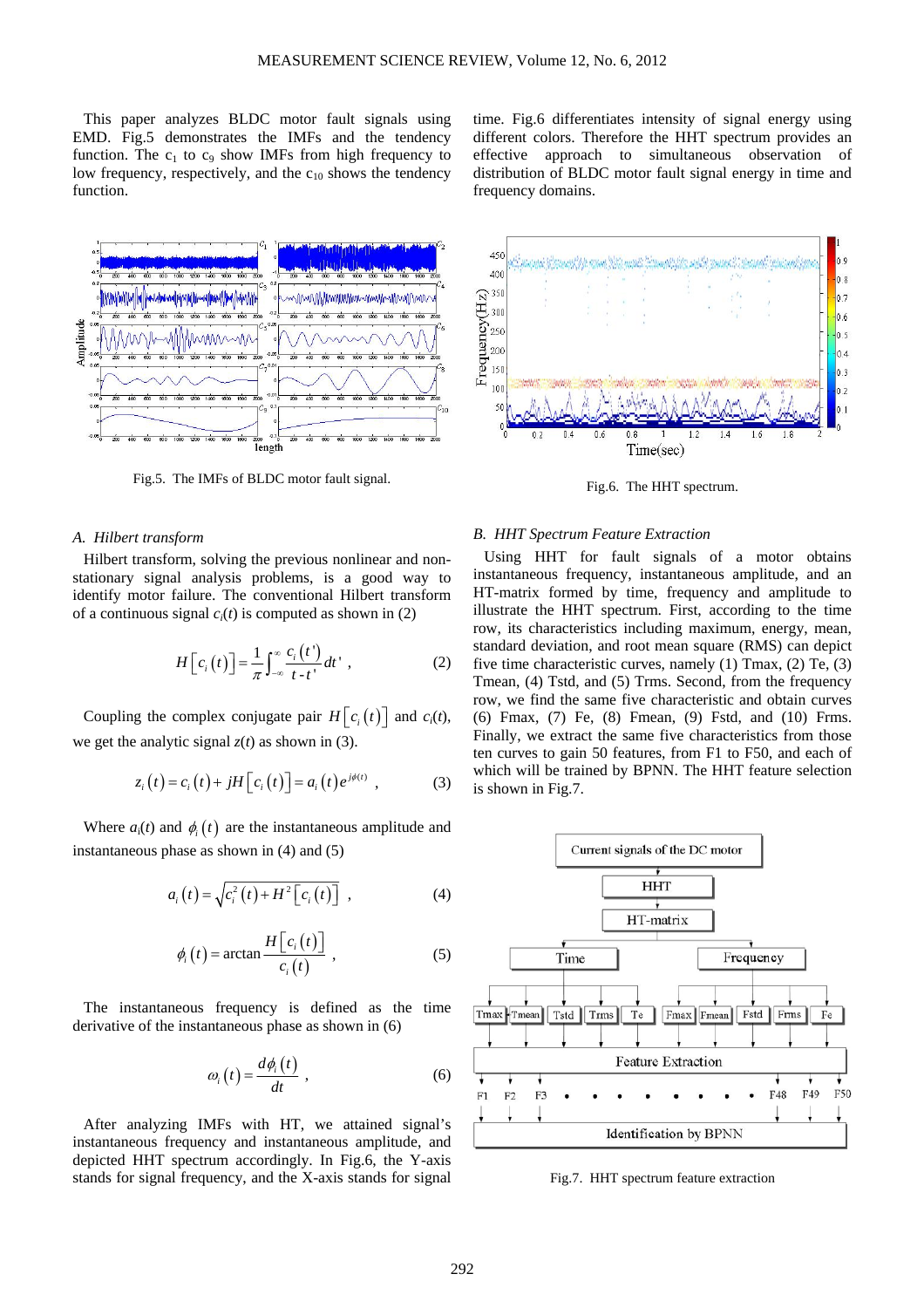This paper analyzes BLDC motor fault signals using EMD. Fig.5 demonstrates the IMFs and the tendency function. The $c_1$ to $c_9$ show IMFs from high frequency to low frequency, respectively, and the $c_{10}$ shows the tendency function.

Fig.5. The IMFs of BLDC motor fault signal.

### A. Hilbert transform

Hilbert transform, solving the previous nonlinear and non-stationary signal analysis problems, is a good way to identify motor failure. The conventional Hilbert transform of a continuous signal $c_i(t)$ is computed as shown in (2)

$$H\left[c_i(t)\right] = \frac{1}{\pi}\int_{-\infty}^{\infty} \frac{c_i(t')}{t - t'} dt' , \tag{2}$$

Coupling the complex conjugate pair $H\left[c_i(t)\right]$ and $c_i(t)$, we get the analytic signal $z(t)$ as shown in (3).

$$z_i(t) = c_i(t) + jH\left[c_i(t)\right] = a_i(t)e^{j\phi(t)} , \tag{3}$$

Where $a_i(t)$ and $\phi_i(t)$ are the instantaneous amplitude and instantaneous phase as shown in (4) and (5)

$$a_i(t) = \sqrt{c_i^2(t) + H^2\left[c_i(t)\right]} , \tag{4}$$

$$\phi_i(t) = \arctan\frac{H\left[c_i(t)\right]}{c_i(t)} , \tag{5}$$

The instantaneous frequency is defined as the time derivative of the instantaneous phase as shown in (6)

$$\omega_i(t) = \frac{d\phi_i(t)}{dt} , \tag{6}$$

After analyzing IMFs with HT, we attained signal's instantaneous frequency and instantaneous amplitude, and depicted HHT spectrum accordingly. In Fig.6, the Y-axis stands for signal frequency, and the X-axis stands for signal time. Fig.6 differentiates intensity of signal energy using different colors. Therefore the HHT spectrum provides an effective approach to simultaneous observation of distribution of BLDC motor fault signal energy in time and frequency domains.

Fig.6. The HHT spectrum.

### B. HHT Spectrum Feature Extraction

Using HHT for fault signals of a motor obtains instantaneous frequency, instantaneous amplitude, and an HT-matrix formed by time, frequency and amplitude to illustrate the HHT spectrum. First, according to the time row, its characteristics including maximum, energy, mean, standard deviation, and root mean square (RMS) can depict five time characteristic curves, namely (1) Tmax, (2) Te, (3) Tmean, (4) Tstd, and (5) Trms. Second, from the frequency row, we find the same five characteristic and obtain curves (6) Fmax, (7) Fe, (8) Fmean, (9) Fstd, and (10) Frms. Finally, we extract the same five characteristics from those ten curves to gain 50 features, from F1 to F50, and each of which will be trained by BPNN. The HHT feature selection is shown in Fig.7.

Fig.7. HHT spectrum feature extraction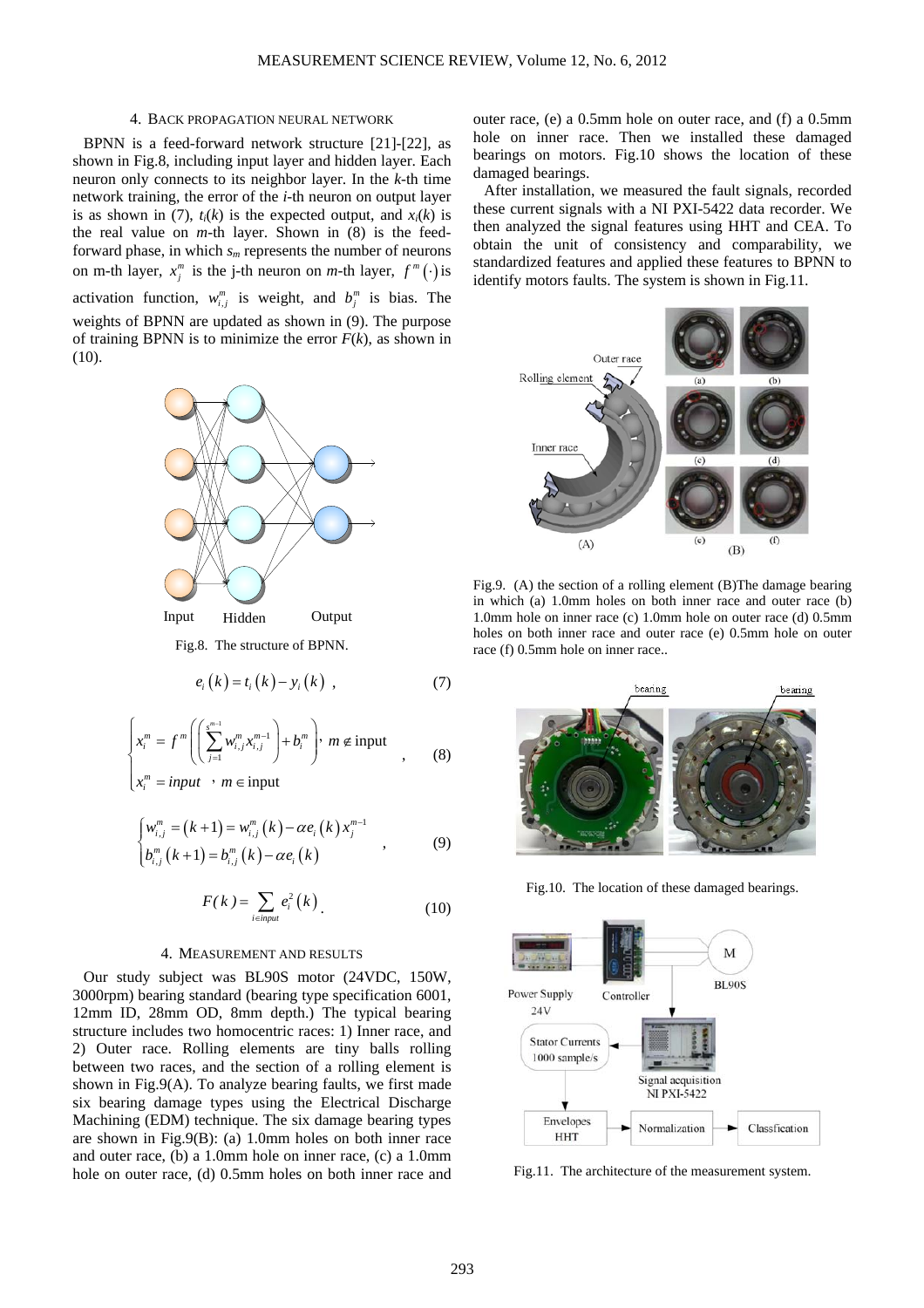## 4. Back propagation neural network

BPNN is a feed-forward network structure [21]-[22], as shown in Fig.8, including input layer and hidden layer. Each neuron only connects to its neighbor layer. In the $k$-th time network training, the error of the $i$-th neuron on output layer is as shown in (7), $t_i(k)$ is the expected output, and $x_i(k)$ is the real value on $m$-th layer. Shown in (8) is the feed-forward phase, in which $s_m$ represents the number of neurons on m-th layer, $x_j^m$ is the j-th neuron on $m$-th layer, $f^m(\cdot)$ is activation function, $w_{i,j}^m$ is weight, and $b_j^m$ is bias. The weights of BPNN are updated as shown in (9). The purpose of training BPNN is to minimize the error $F(k)$, as shown in (10).

Fig.8. The structure of BPNN.

$$e_i(k) = t_i(k) - y_i(k) \ , \tag{7}$$

$$\begin{cases} x_i^m = f^m\left(\left(\sum_{j=1}^{s^{m-1}} w_{i,j}^m x_{i,j}^{m-1}\right) + b_i^m\right), \ m \notin \text{input} \\ x_i^m = input \ , \ m \in \text{input} \end{cases} , \tag{8}$$

$$\begin{cases} w_{i,j}^m = (k+1) = w_{i,j}^m(k) - \alpha e_i(k) x_j^{m-1} \\ b_{i,j}^m(k+1) = b_{i,j}^m(k) - \alpha e_i(k) \end{cases} , \tag{9}$$

$$F(k) = \sum_{i \in input} e_i^2(k) . \tag{10}$$

## 4. Measurement and results

Our study subject was BL90S motor (24VDC, 150W, 3000rpm) bearing standard (bearing type specification 6001, 12mm ID, 28mm OD, 8mm depth.) The typical bearing structure includes two homocentric races: 1) Inner race, and 2) Outer race. Rolling elements are tiny balls rolling between two races, and the section of a rolling element is shown in Fig.9(A). To analyze bearing faults, we first made six bearing damage types using the Electrical Discharge Machining (EDM) technique. The six damage bearing types are shown in Fig.9(B): (a) 1.0mm holes on both inner race and outer race, (b) a 1.0mm hole on inner race, (c) a 1.0mm hole on outer race, (d) 0.5mm holes on both inner race and outer race, (e) a 0.5mm hole on outer race, and (f) a 0.5mm hole on inner race. Then we installed these damaged bearings on motors. Fig.10 shows the location of these damaged bearings.

After installation, we measured the fault signals, recorded these current signals with a NI PXI-5422 data recorder. We then analyzed the signal features using HHT and CEA. To obtain the unit of consistency and comparability, we standardized features and applied these features to BPNN to identify motors faults. The system is shown in Fig.11.

Fig.9. (A) the section of a rolling element (B)The damage bearing in which (a) 1.0mm holes on both inner race and outer race (b) 1.0mm hole on inner race (c) 1.0mm hole on outer race (d) 0.5mm holes on both inner race and outer race (e) 0.5mm hole on outer race (f) 0.5mm hole on inner race..

Fig.10. The location of these damaged bearings.

Fig.11. The architecture of the measurement system.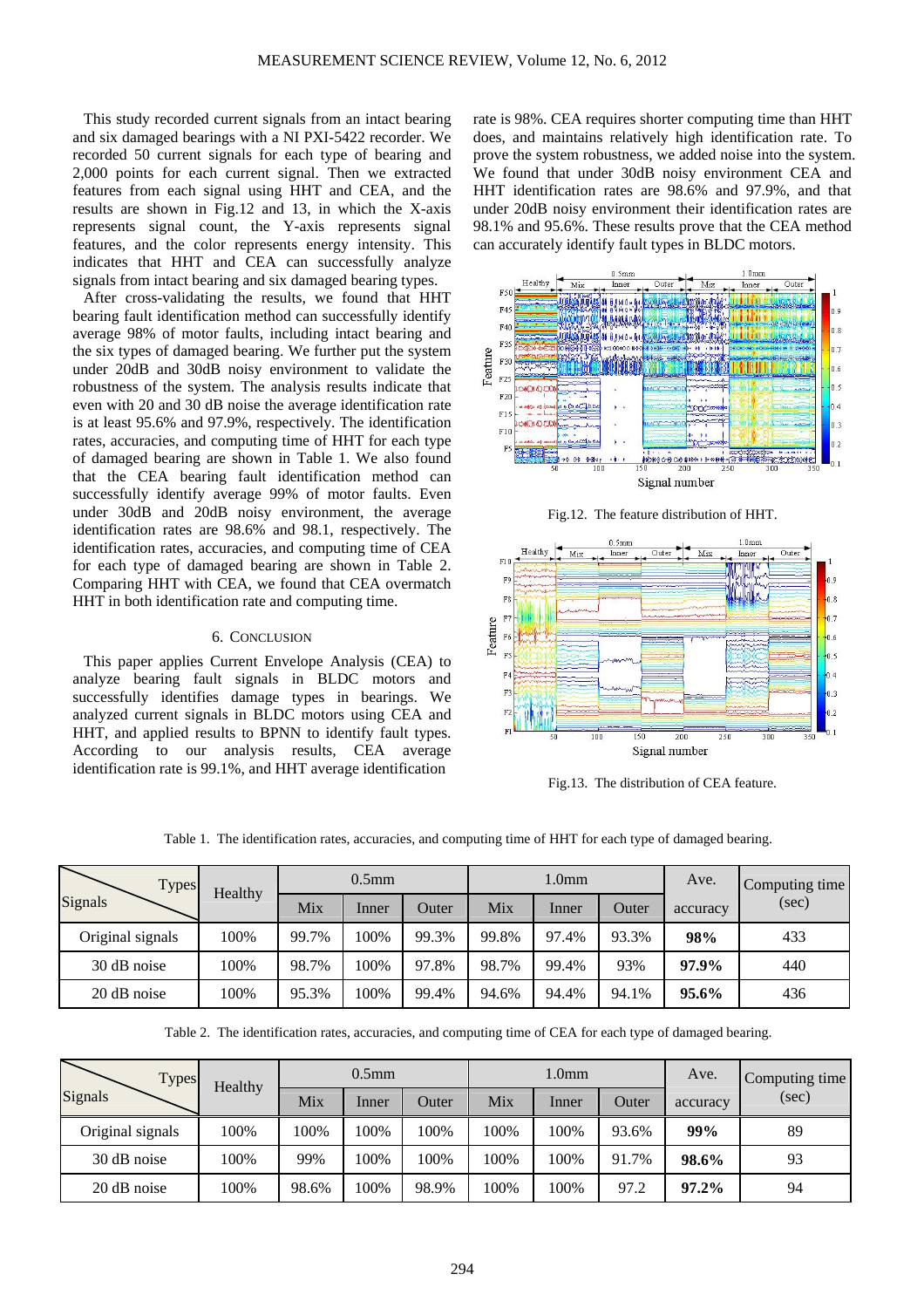This study recorded current signals from an intact bearing and six damaged bearings with a NI PXI-5422 recorder. We recorded 50 current signals for each type of bearing and 2,000 points for each current signal. Then we extracted features from each signal using HHT and CEA, and the results are shown in Fig.12 and 13, in which the X-axis represents signal count, the Y-axis represents signal features, and the color represents energy intensity. This indicates that HHT and CEA can successfully analyze signals from intact bearing and six damaged bearing types.

After cross-validating the results, we found that HHT bearing fault identification method can successfully identify average 98% of motor faults, including intact bearing and the six types of damaged bearing. We further put the system under 20dB and 30dB noisy environment to validate the robustness of the system. The analysis results indicate that even with 20 and 30 dB noise the average identification rate is at least 95.6% and 97.9%, respectively. The identification rates, accuracies, and computing time of HHT for each type of damaged bearing are shown in Table 1. We also found that the CEA bearing fault identification method can successfully identify average 99% of motor faults. Even under 30dB and 20dB noisy environment, the average identification rates are 98.6% and 98.1, respectively. The identification rates, accuracies, and computing time of CEA for each type of damaged bearing are shown in Table 2. Comparing HHT with CEA, we found that CEA overmatch HHT in both identification rate and computing time.

## 6. Conclusion

This paper applies Current Envelope Analysis (CEA) to analyze bearing fault signals in BLDC motors and successfully identifies damage types in bearings. We analyzed current signals in BLDC motors using CEA and HHT, and applied results to BPNN to identify fault types. According to our analysis results, CEA average identification rate is 99.1%, and HHT average identification rate is 98%. CEA requires shorter computing time than HHT does, and maintains relatively high identification rate. To prove the system robustness, we added noise into the system. We found that under 30dB noisy environment CEA and HHT identification rates are 98.6% and 97.9%, and that under 20dB noisy environment their identification rates are 98.1% and 95.6%. These results prove that the CEA method can accurately identify fault types in BLDC motors.

Fig.12. The feature distribution of HHT.

Fig.13. The distribution of CEA feature.

Table 1. The identification rates, accuracies, and computing time of HHT for each type of damaged bearing.

| Signals \ Types | Healthy | 0.5mm | | | 1.0mm | | | Ave. accuracy | Computing time (sec) |
|---|---|---|---|---|---|---|---|---|---|
| | | Mix | Inner | Outer | Mix | Inner | Outer | | |
| Original signals | 100% | 99.7% | 100% | 99.3% | 99.8% | 97.4% | 93.3% | **98%** | 433 |
| 30 dB noise | 100% | 98.7% | 100% | 97.8% | 98.7% | 99.4% | 93% | **97.9%** | 440 |
| 20 dB noise | 100% | 95.3% | 100% | 99.4% | 94.6% | 94.4% | 94.1% | **95.6%** | 436 |

Table 2. The identification rates, accuracies, and computing time of CEA for each type of damaged bearing.

| Signals \ Types | Healthy | 0.5mm | | | 1.0mm | | | Ave. accuracy | Computing time (sec) |
|---|---|---|---|---|---|---|---|---|---|
| | | Mix | Inner | Outer | Mix | Inner | Outer | | |
| Original signals | 100% | 100% | 100% | 100% | 100% | 100% | 93.6% | **99%** | 89 |
| 30 dB noise | 100% | 99% | 100% | 100% | 100% | 100% | 91.7% | **98.6%** | 93 |
| 20 dB noise | 100% | 98.6% | 100% | 98.9% | 100% | 100% | 97.2 | **97.2%** | 94 |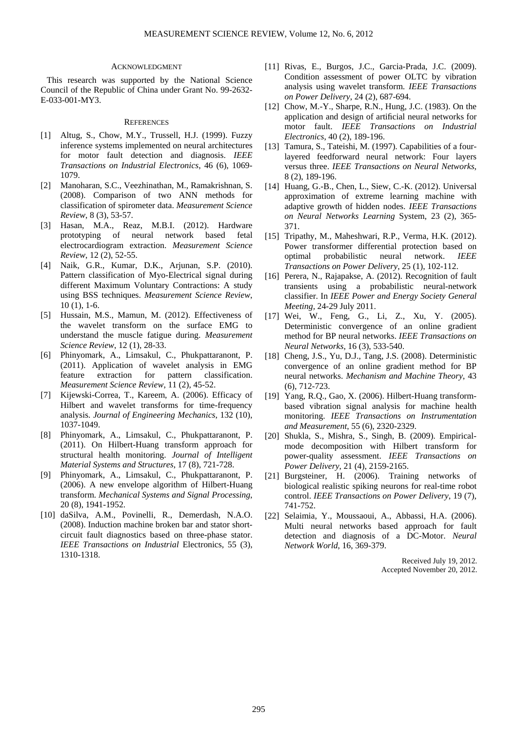## Acknowledgment

This research was supported by the National Science Council of the Republic of China under Grant No. 99-2632-E-033-001-MY3.

## References

[1] Altug, S., Chow, M.Y., Trussell, H.J. (1999). Fuzzy inference systems implemented on neural architectures for motor fault detection and diagnosis. *IEEE Transactions on Industrial Electronics*, 46 (6), 1069-1079.

[2] Manoharan, S.C., Veezhinathan, M., Ramakrishnan, S. (2008). Comparison of two ANN methods for classification of spirometer data. *Measurement Science Review*, 8 (3), 53-57.

[3] Hasan, M.A., Reaz, M.B.I. (2012). Hardware prototyping of neural network based fetal electrocardiogram extraction. *Measurement Science Review*, 12 (2), 52-55.

[4] Naik, G.R., Kumar, D.K., Arjunan, S.P. (2010). Pattern classification of Myo-Electrical signal during different Maximum Voluntary Contractions: A study using BSS techniques. *Measurement Science Review*, 10 (1), 1-6.

[5] Hussain, M.S., Mamun, M. (2012). Effectiveness of the wavelet transform on the surface EMG to understand the muscle fatigue during. *Measurement Science Review*, 12 (1), 28-33.

[6] Phinyomark, A., Limsakul, C., Phukpattaranont, P. (2011). Application of wavelet analysis in EMG feature extraction for pattern classification. *Measurement Science Review*, 11 (2), 45-52.

[7] Kijewski-Correa, T., Kareem, A. (2006). Efficacy of Hilbert and wavelet transforms for time-frequency analysis. *Journal of Engineering Mechanics*, 132 (10), 1037-1049.

[8] Phinyomark, A., Limsakul, C., Phukpattaranont, P. (2011). On Hilbert-Huang transform approach for structural health monitoring. *Journal of Intelligent Material Systems and Structures*, 17 (8), 721-728.

[9] Phinyomark, A., Limsakul, C., Phukpattaranont, P. (2006). A new envelope algorithm of Hilbert-Huang transform. *Mechanical Systems and Signal Processing*, 20 (8), 1941-1952.

[10] daSilva, A.M., Povinelli, R., Demerdash, N.A.O. (2008). Induction machine broken bar and stator short-circuit fault diagnostics based on three-phase stator. *IEEE Transactions on Industrial* Electronics, 55 (3), 1310-1318.

[11] Rivas, E., Burgos, J.C., Garcia-Prada, J.C. (2009). Condition assessment of power OLTC by vibration analysis using wavelet transform. *IEEE Transactions on Power Delivery*, 24 (2), 687-694.

[12] Chow, M.-Y., Sharpe, R.N., Hung, J.C. (1983). On the application and design of artificial neural networks for motor fault. *IEEE Transactions on Industrial Electronics*, 40 (2), 189-196.

[13] Tamura, S., Tateishi, M. (1997). Capabilities of a four-layered feedforward neural network: Four layers versus three. *IEEE Transactions on Neural Networks*, 8 (2), 189-196.

[14] Huang, G.-B., Chen, L., Siew, C.-K. (2012). Universal approximation of extreme learning machine with adaptive growth of hidden nodes. *IEEE Transactions on Neural Networks Learning* System, 23 (2), 365-371.

[15] Tripathy, M., Maheshwari, R.P., Verma, H.K. (2012). Power transformer differential protection based on optimal probabilistic neural network. *IEEE Transactions on Power Delivery*, 25 (1), 102-112.

[16] Perera, N., Rajapakse, A. (2012). Recognition of fault transients using a probabilistic neural-network classifier. In *IEEE Power and Energy Society General Meeting*, 24-29 July 2011.

[17] Wei, W., Feng, G., Li, Z., Xu, Y. (2005). Deterministic convergence of an online gradient method for BP neural networks. *IEEE Transactions on Neural Networks*, 16 (3), 533-540.

[18] Cheng, J.S., Yu, D.J., Tang, J.S. (2008). Deterministic convergence of an online gradient method for BP neural networks. *Mechanism and Machine Theory*, 43 (6), 712-723.

[19] Yang, R.Q., Gao, X. (2006). Hilbert-Huang transform-based vibration signal analysis for machine health monitoring. *IEEE Transactions on Instrumentation and Measurement*, 55 (6), 2320-2329.

[20] Shukla, S., Mishra, S., Singh, B. (2009). Empirical-mode decomposition with Hilbert transform for power-quality assessment. *IEEE Transactions on Power Delivery*, 21 (4), 2159-2165.

[21] Burgsteiner, H. (2006). Training networks of biological realistic spiking neurons for real-time robot control. *IEEE Transactions on Power Delivery*, 19 (7), 741-752.

[22] Selaimia, Y., Moussaoui, A., Abbassi, H.A. (2006). Multi neural networks based approach for fault detection and diagnosis of a DC-Motor. *Neural Network World*, 16, 369-379.

Received July 19, 2012.
Accepted November 20, 2012.